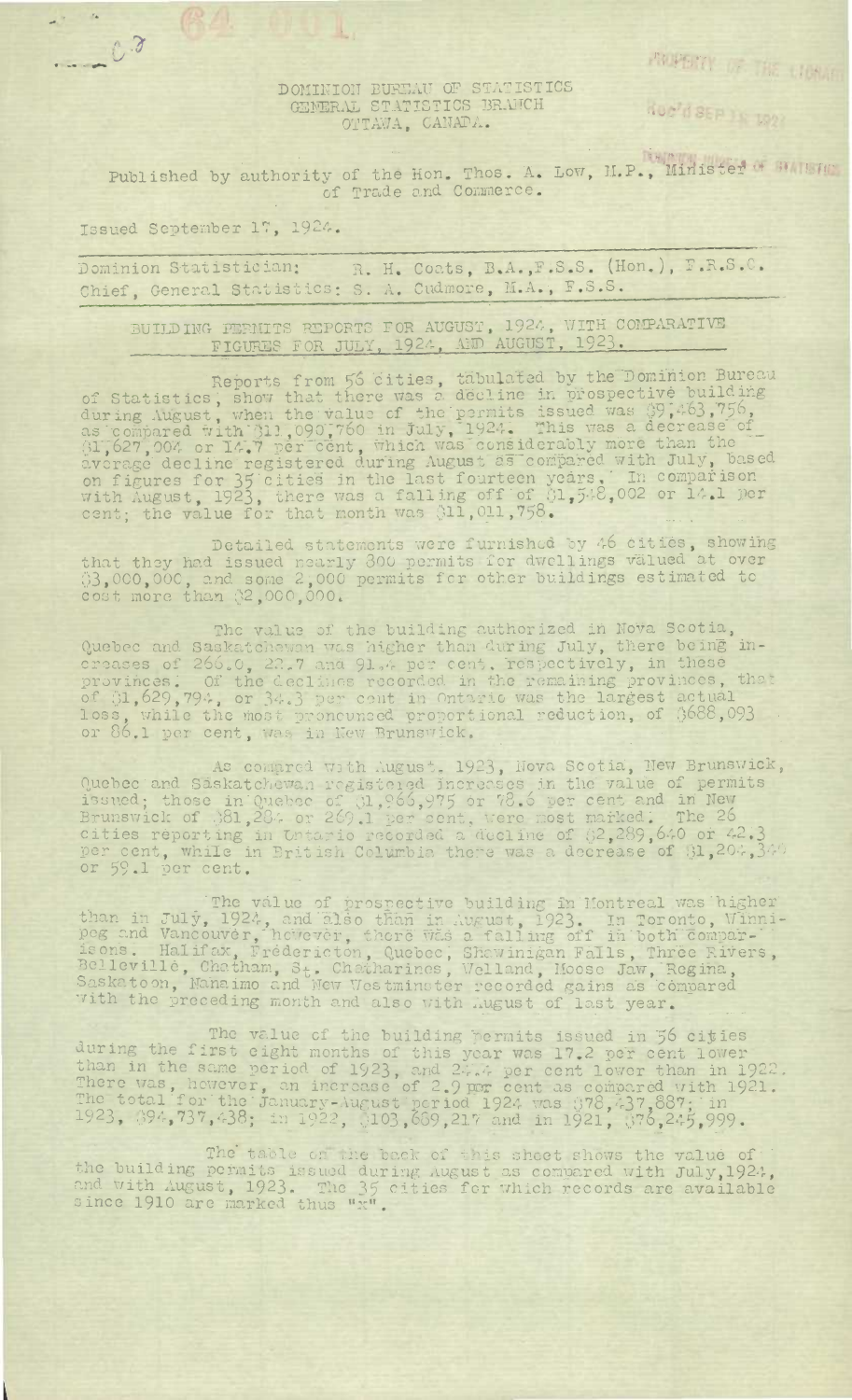DOMINION BUREAU OF STATISTICS
GENERAL STATISTICS BRANCH
OTTAWA, CANADA.

Published by authority of the Hon. Thos. A. Low, M.P., Minister of Trade and Commerce.

Issued September 17, 1924.

Dominion Statistician: R. H. Coats, B.A., F.S.S. (Hon.), F.R.S.C.
Chief, General Statistics: S. A. Cudmore, M.A., F.S.S.

## BUILDING PERMITS REPORTS FOR AUGUST, 1924, WITH COMPARATIVE FIGURES FOR JULY, 1924, AND AUGUST, 1923.

Reports from 56 cities, tabulated by the Dominion Bureau of Statistics, show that there was a decline in prospective building during August, when the value of the permits issued was $9,463,756, as compared with $11,090,760 in July, 1924. This was a decrease of $1,627,004 or 14.7 per cent, which was considerably more than the average decline registered during August as compared with July, based on figures for 35 cities in the last fourteen years. In comparison with August, 1923, there was a falling off of $1,548,002 or 14.1 per cent; the value for that month was $11,011,758.

Detailed statements were furnished by 46 cities, showing that they had issued nearly 800 permits for dwellings valued at over $3,000,000, and some 2,000 permits for other buildings estimated to cost more than $2,000,000.

The value of the building authorized in Nova Scotia, Quebec and Saskatchewan was higher than during July, there being increases of 266.0, 22.7 and 91.4 per cent, respectively, in these provinces. Of the declines recorded in the remaining provinces, that of $1,629,794, or 34.3 per cent in Ontario was the largest actual loss, while the most pronounced proportional reduction, of $688,093 or 86.1 per cent, was in New Brunswick.

As compared with August, 1923, Nova Scotia, New Brunswick, Quebec and Saskatchewan registered increases in the value of permits issued; those in Quebec of $1,966,975 or 78.6 per cent and in New Brunswick of $81,284 or 269.1 per cent, were most marked. The 26 cities reporting in Ontario recorded a decline of $2,289,640 or 42.3 per cent, while in British Columbia there was a decrease of $1,204,349 or 59.1 per cent.

The value of prospective building in Montreal was higher than in July, 1924, and also than in August, 1923. In Toronto, Winnipeg and Vancouver, however, there was a falling off in both comparisons. Halifax, Fredericton, Quebec, Shawinigan Falls, Three Rivers, Belleville, Chatham, St. Catharines, Welland, Moose Jaw, Regina, Saskatoon, Nanaimo and New Westminster recorded gains as compared with the preceding month and also with August of last year.

The value of the building permits issued in 56 cities during the first eight months of this year was 17.2 per cent lower than in the same period of 1923, and 24.4 per cent lower than in 1922. There was, however, an increase of 2.9 per cent as compared with 1921. The total for the January-August period 1924 was $78,437,887; in 1923, $94,737,438; in 1922, $103,689,217 and in 1921, $76,245,999.

The table on the back of this sheet shows the value of the building permits issued during August as compared with July, 1924, and with August, 1923. The 35 cities for which records are available since 1910 are marked thus "x".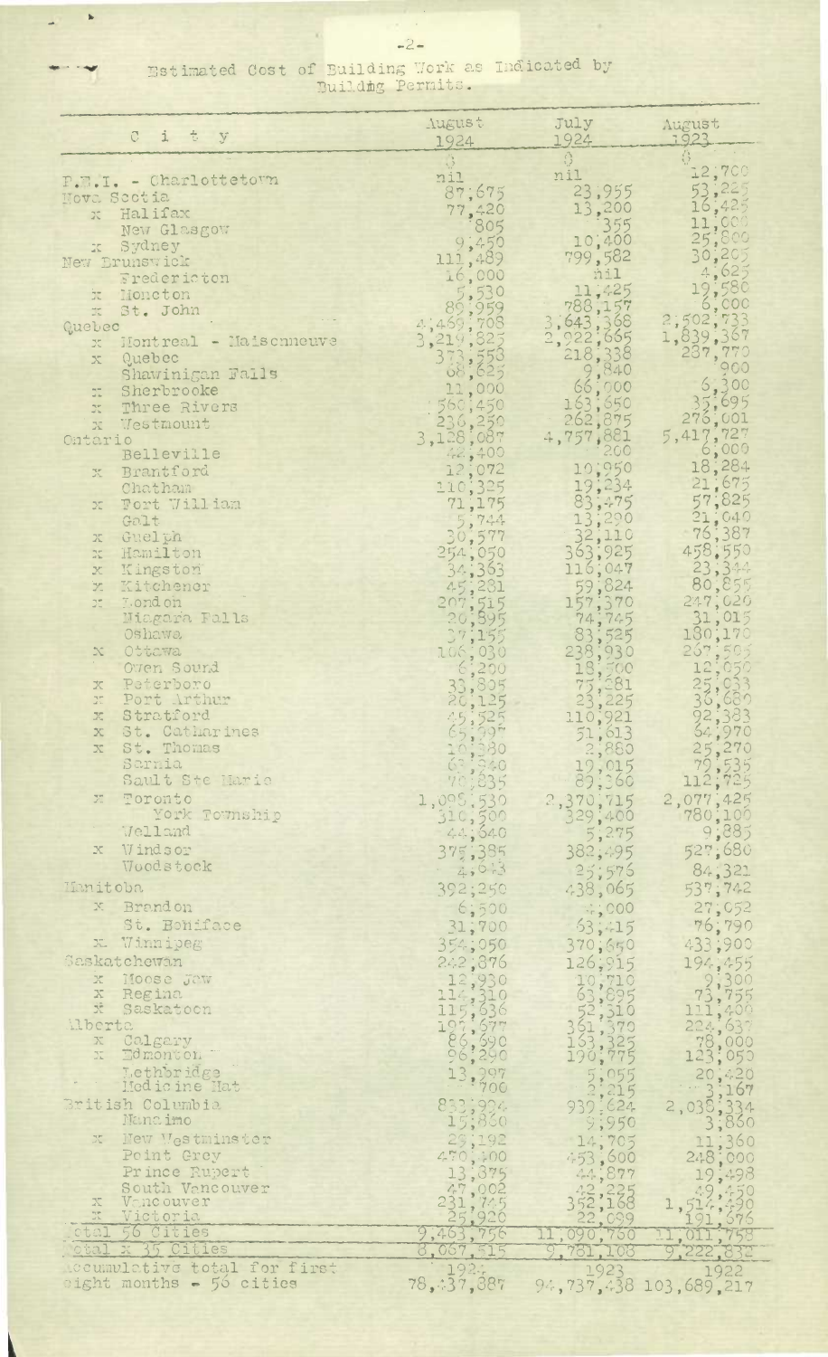Estimated Cost of Building Work as Indicated by Building Permits.

| City | August 1924 | July 1924 | August 1923 |
|---|---|---|---|
| | $ | $ | $ |
| P.E.I. - Charlottetown | nil | nil | 12,700 |
| Nova Scotia | 87,675 | 23,955 | 53,225 |
| x Halifax | 77,420 | 13,200 | 16,425 |
| New Glasgow | 805 | 355 | 11,000 |
| x Sydney | 9,450 | 10,400 | 25,800 |
| New Brunswick | 111,489 | 799,582 | 30,205 |
| Fredericton | 16,000 | nil | 4,625 |
| x Moncton | 5,530 | 11,425 | 19,580 |
| x St. John | 89,959 | 788,157 | 6,000 |
| Quebec | 4,469,708 | 3,643,368 | 2,502,733 |
| x Montreal - Maisonneuve | 3,219,825 | 2,922,665 | 1,839,367 |
| x Quebec | 373,558 | 218,338 | 287,770 |
| Shawinigan Falls | 68,625 | 9,840 | 900 |
| x Sherbrooke | 11,000 | 66,000 | 6,300 |
| x Three Rivers | 560,450 | 163,650 | 35,695 |
| x Westmount | 236,250 | 262,875 | 276,001 |
| Ontario | 3,128,087 | 4,757,881 | 5,417,727 |
| Belleville | 42,400 | 200 | 6,000 |
| x Brantford | 12,072 | 19,950 | 18,284 |
| Chatham | 110,325 | 19,234 | 21,675 |
| x Fort William | 71,175 | 83,475 | 57,825 |
| Galt | 5,744 | 13,290 | 21,040 |
| x Guelph | 30,577 | 32,110 | 76,387 |
| x Hamilton | 254,050 | 363,925 | 458,550 |
| x Kingston | 34,363 | 116,047 | 23,344 |
| x Kitchener | 45,281 | 59,824 | 80,855 |
| x London | 207,515 | 157,370 | 247,020 |
| Niagara Falls | 20,895 | 74,745 | 31,015 |
| Oshawa | 37,155 | 83,525 | 180,170 |
| x Ottawa | 106,030 | 238,930 | 267,505 |
| Owen Sound | 6,200 | 18,500 | 12,050 |
| x Peterboro | 33,805 | 75,681 | 25,033 |
| x Port Arthur | 20,125 | 23,225 | 36,680 |
| x Stratford | 45,525 | 110,921 | 92,383 |
| x St. Catharines | 65,995 | 51,613 | 64,970 |
| x St. Thomas | 10,380 | 2,880 | 25,270 |
| Sarnia | 63,940 | 19,015 | 79,535 |
| Sault Ste Marie | 70,835 | 89,360 | 112,725 |
| x Toronto | 1,095,530 | 2,370,715 | 2,077,425 |
| York Township | 310,500 | 329,400 | 780,100 |
| Welland | 44,640 | 5,275 | 9,885 |
| x Windsor | 375,385 | 382,495 | 527,680 |
| Woodstock | 4,043 | 25,576 | 84,321 |
| Manitoba | 392,250 | 438,065 | 537,742 |
| x Brandon | 6,500 | 4,000 | 27,052 |
| St. Boniface | 31,700 | 63,415 | 76,790 |
| x Winnipeg | 354,050 | 370,650 | 433,900 |
| Saskatchewan | 242,876 | 126,915 | 194,455 |
| x Moose Jaw | 12,930 | 10,710 | 9,300 |
| x Regina | 114,310 | 63,895 | 73,755 |
| x Saskatoon | 115,636 | 52,310 | 111,400 |
| Alberta | 197,577 | 361,370 | 224,637 |
| x Calgary | 86,590 | 163,325 | 78,000 |
| x Edmonton | 96,290 | 190,775 | 123,050 |
| Lethbridge | 13,997 | 5,055 | 20,420 |
| Medicine Hat | 700 | 2,215 | 3,167 |
| British Columbia | 833,994 | 939,624 | 2,038,334 |
| Nanaimo | 15,860 | 9,950 | 3,860 |
| x New Westminster | 25,192 | 14,705 | 11,360 |
| Point Grey | 470,400 | 453,600 | 248,000 |
| Prince Rupert | 13,875 | 44,877 | 19,498 |
| South Vancouver | 47,002 | 42,225 | 49,450 |
| x Vancouver | 231,745 | 352,168 | 1,514,490 |
| x Victoria | 25,920 | 22,099 | 191,676 |
| Total 56 Cities | 9,463,756 | 11,090,760 | 11,011,758 |
| Total x 35 Cities | 8,067,515 | 9,781,108 | 9,222,832 |
| | 1924 | 1923 | 1922 |
| Accumulative total for first eight months - 56 cities | 78,437,887 | 94,737,438 | 103,689,217 |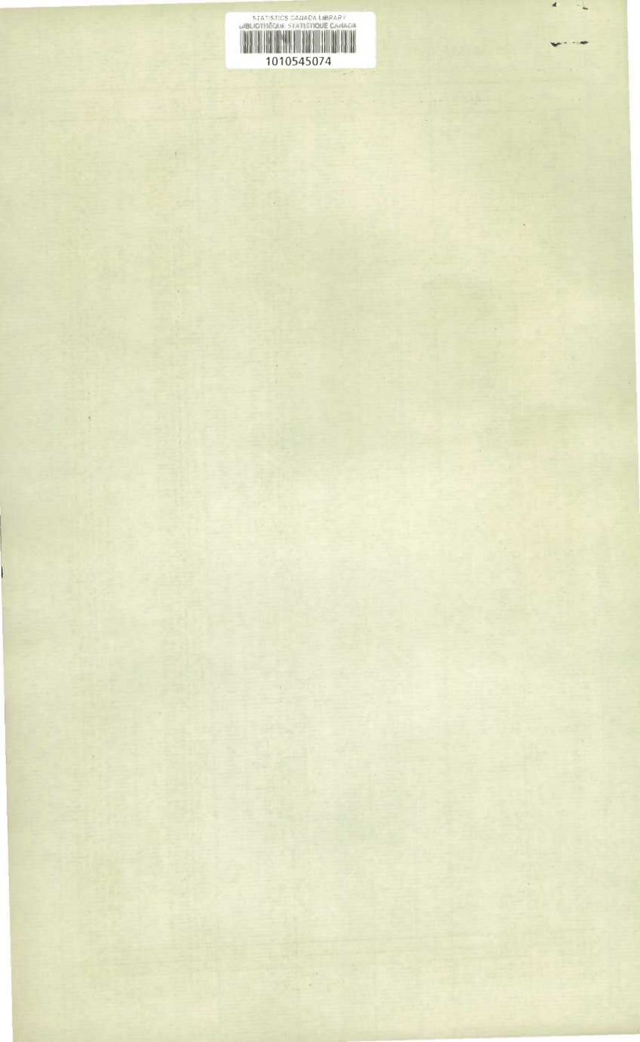STATISTICS CANADA LIBRARY
BIBLIOTHÈQUE STATISTIQUE CANADA

1010545074